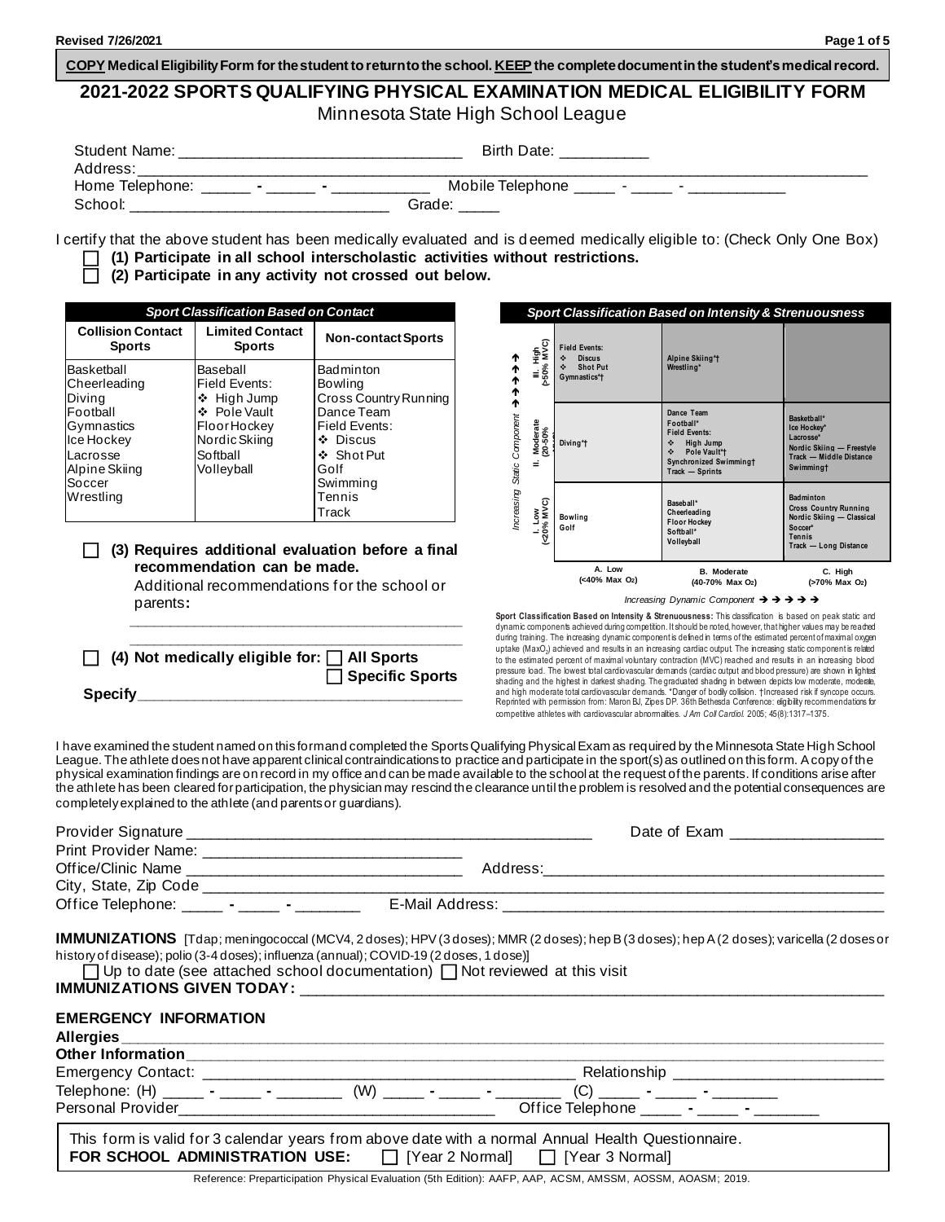**COPY Medical Eligibility Form for the student to return to the school. KEEP the complete document in the student's medical record.**

# 2021-2022 SPORTS QUALIFYING PHYSICAL EXAMINATION MEDICAL ELIGIBILITY FORM

Minnesota State High School League

Student Name: ________________________________ Birth Date: __________

Address: ____________________________________________________________________________

Home Telephone: ______ - ______ - ___________ Mobile Telephone _____ - _____ - ___________

School: ______________________________ Grade: _____

I certify that the above student has been medically evaluated and is deemed medically eligible to: (Check Only One Box)

☐ **(1) Participate in all school interscholastic activities without restrictions.**

☐ **(2) Participate in any activity not crossed out below.**

| ***Sport Classification Based on Contact*** | | |
|---|---|---|
| **Collision Contact Sports** | **Limited Contact Sports** | **Non-contact Sports** |
| Basketball<br>Cheerleading<br>Diving<br>Football<br>Gymnastics<br>Ice Hockey<br>Lacrosse<br>Alpine Skiing<br>Soccer<br>Wrestling | Baseball<br>Field Events:<br>❖ High Jump<br>❖ Pole Vault<br>Floor Hockey<br>Nordic Skiing<br>Softball<br>Volleyball | Badminton<br>Bowling<br>Cross Country Running<br>Dance Team<br>Field Events:<br>❖ Discus<br>❖ Shot Put<br>Golf<br>Swimming<br>Tennis<br>Track |

| ***Sport Classification Based on Intensity & Strenuousness*** | | | |
|---|---|---|---|
| *Increasing Static Component* | **A. Low (<40% Max $O_2$)** | **B. Moderate (40-70% Max $O_2$)** | **C. High (>70% Max $O_2$)** |
| **III. High (>50% MVC)** | Field Events: ❖ Discus ❖ Shot Put; Gymnastics*† | Alpine Skiing*†; Wrestling* | |
| **II. Moderate (20-50% MVC)** | Diving*† | Dance Team; Football*; Field Events: ❖ High Jump ❖ Pole Vault*†; Synchronized Swimming†; Track — Sprints | Basketball*; Ice Hockey*; Lacrosse*; Nordic Skiing — Freestyle; Track — Middle Distance; Swimming† |
| **I. Low (<20% MVC)** | Bowling; Golf | Baseball*; Cheerleading; Floor Hockey; Softball*; Volleyball | Badminton; Cross Country Running; Nordic Skiing — Classical; Soccer*; Tennis; Track — Long Distance |

*Increasing Dynamic Component →→→→→*

**Sport Classification Based on Intensity & Strenuousness:** This classification is based on peak static and dynamic components achieved during competition. It should be noted, however, that higher values may be reached during training. The increasing dynamic component is defined in terms of the estimated percent of maximal oxygen uptake ($MaxO_2$) achieved and results in an increasing cardiac output. The increasing static component is related to the estimated percent of maximal voluntary contraction (MVC) reached and results in an increasing blood pressure load. The lowest total cardiovascular demands (cardiac output and blood pressure) are shown in lightest shading and the highest in darkest shading. The graduated shading in between depicts low moderate, moderate, and high moderate total cardiovascular demands. *Danger of bodily collision. †Increased risk if syncope occurs. Reprinted with permission from: Maron BJ, Zipes DP. 36th Bethesda Conference: eligibility recommendations for competitive athletes with cardiovascular abnormalities. *J Am Coll Cardiol.* 2005; 45(8):1317–1375.

☐ **(3) Requires additional evaluation before a final recommendation can be made.**
Additional recommendations for the school or parents**:**

______________________________________________

______________________________________________

☐ **(4) Not medically eligible for:** ☐ **All Sports** ☐ **Specific Sports**

**Specify**______________________________________

I have examined the student named on this form and completed the Sports Qualifying Physical Exam as required by the Minnesota State High School League. The athlete does not have apparent clinical contraindications to practice and participate in the sport(s) as outlined on this form. A copy of the physical examination findings are on record in my office and can be made available to the school at the request of the parents. If conditions arise after the athlete has been cleared for participation, the physician may rescind the clearance until the problem is resolved and the potential consequences are completely explained to the athlete (and parents or guardians).

Provider Signature ______________________________________________ Date of Exam _________________

Print Provider Name: ______________________________

Office/Clinic Name ________________________________ Address: ________________________________________

City, State, Zip Code ______________________________________________________________________________

Office Telephone: _____ - _____ - _______ E-Mail Address: ___________________________________________

**IMMUNIZATIONS** [Tdap; meningococcal (MCV4, 2 doses); HPV (3 doses); MMR (2 doses); hep B (3 doses); hep A (2 doses); varicella (2 doses or history of disease); polio (3-4 doses); influenza (annual); COVID-19 (2 doses, 1 dose)]

☐ Up to date (see attached school documentation) ☐ Not reviewed at this visit

**IMMUNIZATIONS GIVEN TODAY:** ______________________________________________________________

**EMERGENCY INFORMATION**

**Allergies**______________________________________________________________________________

**Other Information**________________________________________________________________________

Emergency Contact: ____________________________________________ Relationship ________________________

Telephone: (H) _____ - _____ - _______ (W) _____ - _____ - _______ (C) _____ - _____ - _______

Personal Provider____________________________________ Office Telephone _____ - _____ - _______

This form is valid for 3 calendar years from above date with a normal Annual Health Questionnaire.
**FOR SCHOOL ADMINISTRATION USE:** ☐ [Year 2 Normal] ☐ [Year 3 Normal]

Reference: Preparticipation Physical Evaluation (5th Edition): AAFP, AAP, ACSM, AMSSM, AOSSM, AOASM; 2019.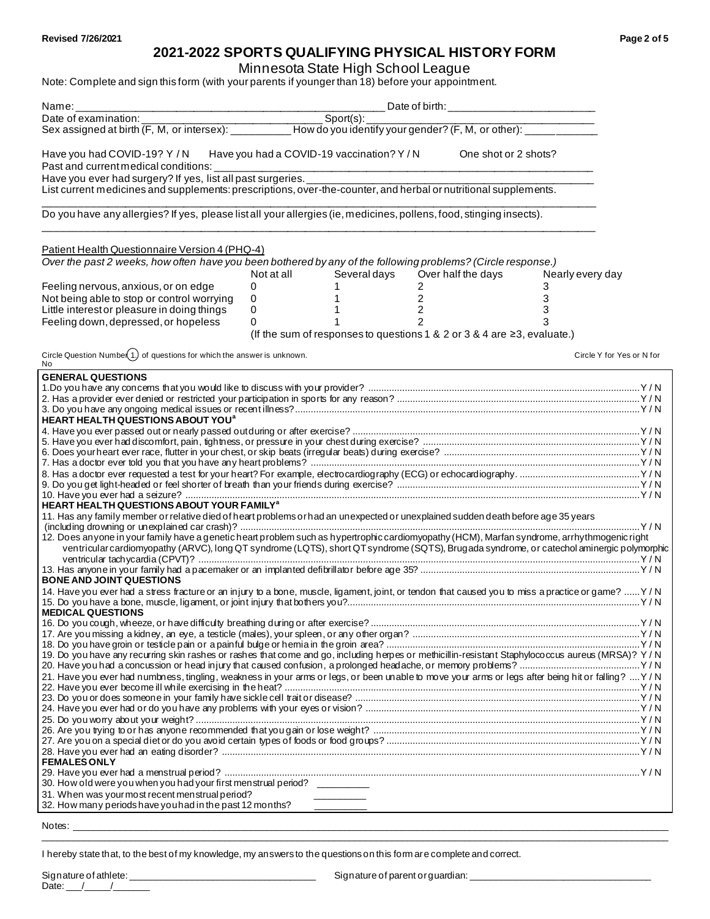# 2021-2022 SPORTS QUALIFYING PHYSICAL HISTORY FORM

Minnesota State High School League

Note: Complete and sign this form (with your parents if younger than 18) before your appointment.

Name: ______________________________________________ Date of birth: ________________________

Date of examination: ________________________________ Sport(s): ________________________________

Sex assigned at birth (F, M, or intersex): __________ How do you identify your gender? (F, M, or other): ____________

Have you had COVID-19? Y / N    Have you had a COVID-19 vaccination? Y / N    One shot or 2 shots?

Past and current medical conditions: ________________________________________________________________

Have you ever had surgery? If yes, list all past surgeries. ________________________________________________

List current medicines and supplements: prescriptions, over-the-counter, and herbal or nutritional supplements.

______________________________________________________________________________________________

Do you have any allergies? If yes, please list all your allergies (ie, medicines, pollens, food, stinging insects).

______________________________________________________________________________________________

Patient Health Questionnaire Version 4 (PHQ-4)

*Over the past 2 weeks, how often have you been bothered by any of the following problems? (Circle response.)*

| | Not at all | Several days | Over half the days | Nearly every day |
|---|---|---|---|---|
| Feeling nervous, anxious, or on edge | 0 | 1 | 2 | 3 |
| Not being able to stop or control worrying | 0 | 1 | 2 | 3 |
| Little interest or pleasure in doing things | 0 | 1 | 2 | 3 |
| Feeling down, depressed, or hopeless | 0 | 1 | 2 | 3 |

(If the sum of responses to questions 1 & 2 or 3 & 4 are ≥3, evaluate.)

Circle Question Number (1) of questions for which the answer is unknown. Circle Y for Yes or N for No

**GENERAL QUESTIONS**

1. Do you have any concerns that you would like to discuss with your provider? Y / N
2. Has a provider ever denied or restricted your participation in sports for any reason? Y / N
3. Do you have any ongoing medical issues or recent illness? Y / N

**HEART HEALTH QUESTIONS ABOUT YOU[a]**

4. Have you ever passed out or nearly passed out during or after exercise? Y / N
5. Have you ever had discomfort, pain, tightness, or pressure in your chest during exercise? Y / N
6. Does your heart ever race, flutter in your chest, or skip beats (irregular beats) during exercise? Y / N
7. Has a doctor ever told you that you have any heart problems? Y / N
8. Has a doctor ever requested a test for your heart? For example, electrocardiography (ECG) or echocardiography. Y / N
9. Do you get light-headed or feel shorter of breath than your friends during exercise? Y / N
10. Have you ever had a seizure? Y / N

**HEART HEALTH QUESTIONS ABOUT YOUR FAMILY[a]**

11. Has any family member or relative died of heart problems or had an unexpected or unexplained sudden death before age 35 years (including drowning or unexplained car crash)? Y / N
12. Does anyone in your family have a genetic heart problem such as hypertrophic cardiomyopathy (HCM), Marfan syndrome, arrhythmogenic right ventricular cardiomyopathy (ARVC), long QT syndrome (LQTS), short QT syndrome (SQTS), Brugada syndrome, or catecholaminergic polymorphic ventricular tachycardia (CPVT)? Y / N
13. Has anyone in your family had a pacemaker or an implanted defibrillator before age 35? Y / N

**BONE AND JOINT QUESTIONS**

14. Have you ever had a stress fracture or an injury to a bone, muscle, ligament, joint, or tendon that caused you to miss a practice or game? Y / N
15. Do you have a bone, muscle, ligament, or joint injury that bothers you? Y / N

**MEDICAL QUESTIONS**

16. Do you cough, wheeze, or have difficulty breathing during or after exercise? Y / N
17. Are you missing a kidney, an eye, a testicle (males), your spleen, or any other organ? Y / N
18. Do you have groin or testicle pain or a painful bulge or hernia in the groin area? Y / N
19. Do you have any recurring skin rashes or rashes that come and go, including herpes or methicillin-resistant Staphylococcus aureus (MRSA)? Y / N
20. Have you had a concussion or head injury that caused confusion, a prolonged headache, or memory problems? Y / N
21. Have you ever had numbness, tingling, weakness in your arms or legs, or been unable to move your arms or legs after being hit or falling? Y / N
22. Have you ever become ill while exercising in the heat? Y / N
23. Do you or does someone in your family have sickle cell trait or disease? Y / N
24. Have you ever had or do you have any problems with your eyes or vision? Y / N
25. Do you worry about your weight? Y / N
26. Are you trying to or has anyone recommended that you gain or lose weight? Y / N
27. Are you on a special diet or do you avoid certain types of foods or food groups? Y / N
28. Have you ever had an eating disorder? Y / N

**FEMALES ONLY**

29. Have you ever had a menstrual period? Y / N
30. How old were you when you had your first menstrual period? _________
31. When was your most recent menstrual period? _________
32. How many periods have you had in the past 12 months? _________

Notes: ______________________________________________________________________________________________

I hereby state that, to the best of my knowledge, my answers to the questions on this form are complete and correct.

Signature of athlete: ________________________________ Signature of parent or guardian: ________________________________

Date: ___/_____/_______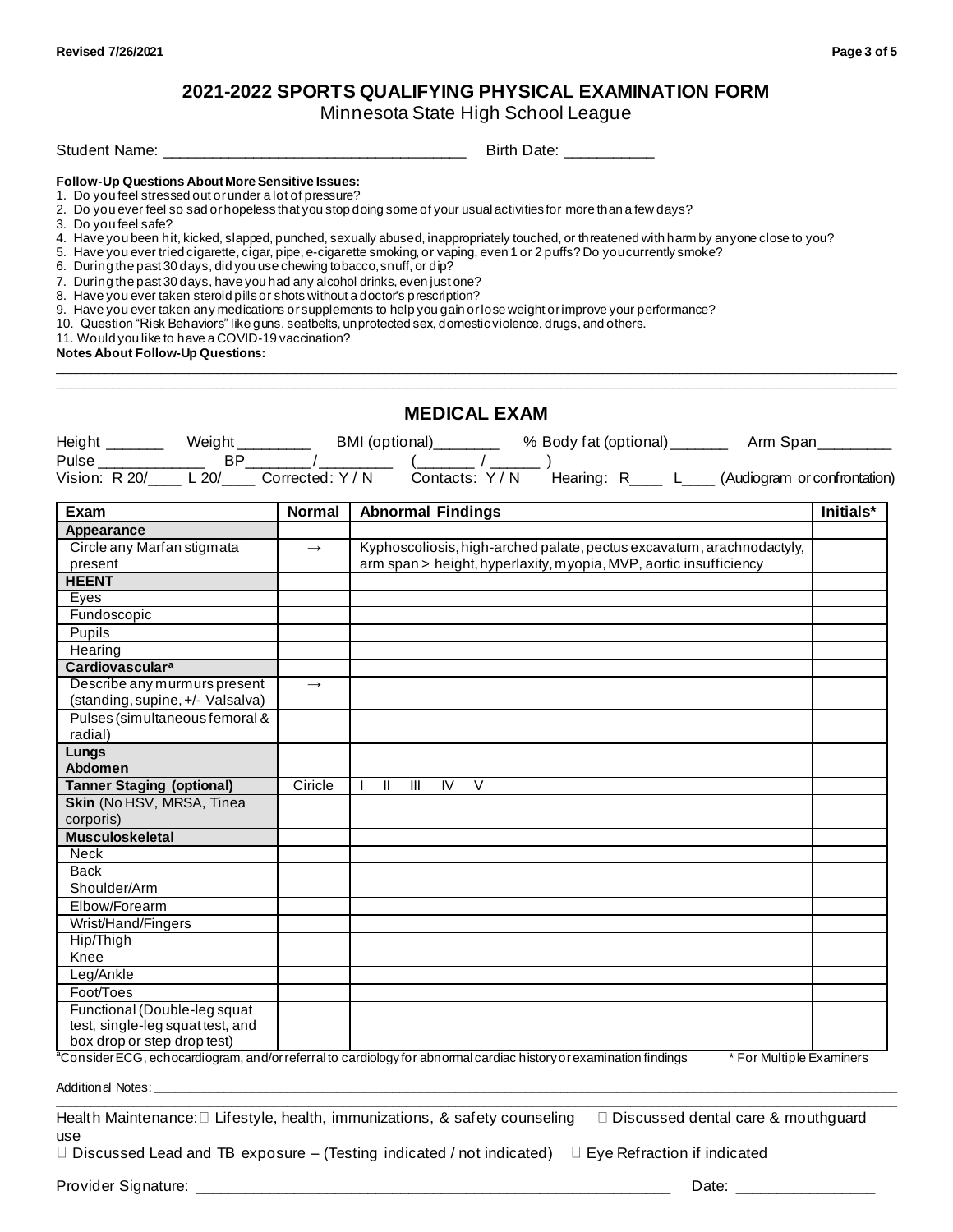# 2021-2022 SPORTS QUALIFYING PHYSICAL EXAMINATION FORM

Minnesota State High School League

Student Name: ___________________________________ Birth Date: __________

**Follow-Up Questions About More Sensitive Issues:**

1. Do you feel stressed out or under a lot of pressure?
2. Do you ever feel so sad or hopeless that you stop doing some of your usual activities for more than a few days?
3. Do you feel safe?
4. Have you been hit, kicked, slapped, punched, sexually abused, inappropriately touched, or threatened with harm by anyone close to you?
5. Have you ever tried cigarette, cigar, pipe, e-cigarette smoking, or vaping, even 1 or 2 puffs? Do you currently smoke?
6. During the past 30 days, did you use chewing tobacco, snuff, or dip?
7. During the past 30 days, have you had any alcohol drinks, even just one?
8. Have you ever taken steroid pills or shots without a doctor's prescription?
9. Have you ever taken any medications or supplements to help you gain or lose weight or improve your performance?
10. Question "Risk Behaviors" like guns, seatbelts, unprotected sex, domestic violence, drugs, and others.
11. Would you like to have a COVID-19 vaccination?

**Notes About Follow-Up Questions:**

______________________________________________________________________________

______________________________________________________________________________

## MEDICAL EXAM

Height _______ Weight ________ BMI (optional)_______ % Body fat (optional) ______ Arm Span________

Pulse ____________ BP_______/________ (______ / ______ )

Vision: R 20/____ L 20/____ Corrected: Y / N Contacts: Y / N Hearing: R____ L____ (Audiogram or confrontation)

| Exam | Normal | Abnormal Findings | Initials* |
|---|---|---|---|
| **Appearance** | | | |
| Circle any Marfan stigmata present | → | Kyphoscoliosis, high-arched palate, pectus excavatum, arachnodactyly, arm span > height, hyperlaxity, myopia, MVP, aortic insufficiency | |
| **HEENT** | | | |
| Eyes | | | |
| Fundoscopic | | | |
| Pupils | | | |
| Hearing | | | |
| **Cardiovascular[a]** | | | |
| Describe any murmurs present (standing, supine, +/- Valsalva) | → | | |
| Pulses (simultaneous femoral & radial) | | | |
| **Lungs** | | | |
| **Abdomen** | | | |
| **Tanner Staging (optional)** | Ciricle | I II III IV V | |
| **Skin** (No HSV, MRSA, Tinea corporis) | | | |
| **Musculoskeletal** | | | |
| Neck | | | |
| Back | | | |
| Shoulder/Arm | | | |
| Elbow/Forearm | | | |
| Wrist/Hand/Fingers | | | |
| Hip/Thigh | | | |
| Knee | | | |
| Leg/Ankle | | | |
| Foot/Toes | | | |
| Functional (Double-leg squat test, single-leg squat test, and box drop or step drop test) | | | |

[a]Consider ECG, echocardiogram, and/or referral to cardiology for abnormal cardiac history or examination findings * For Multiple Examiners

Additional Notes: ______________________________________________________________________________

______________________________________________________________________________

Health Maintenance: ☐ Lifestyle, health, immunizations, & safety counseling ☐ Discussed dental care & mouthguard use

☐ Discussed Lead and TB exposure – (Testing indicated / not indicated) ☐ Eye Refraction if indicated

Provider Signature: ________________________________________________________ Date: _______________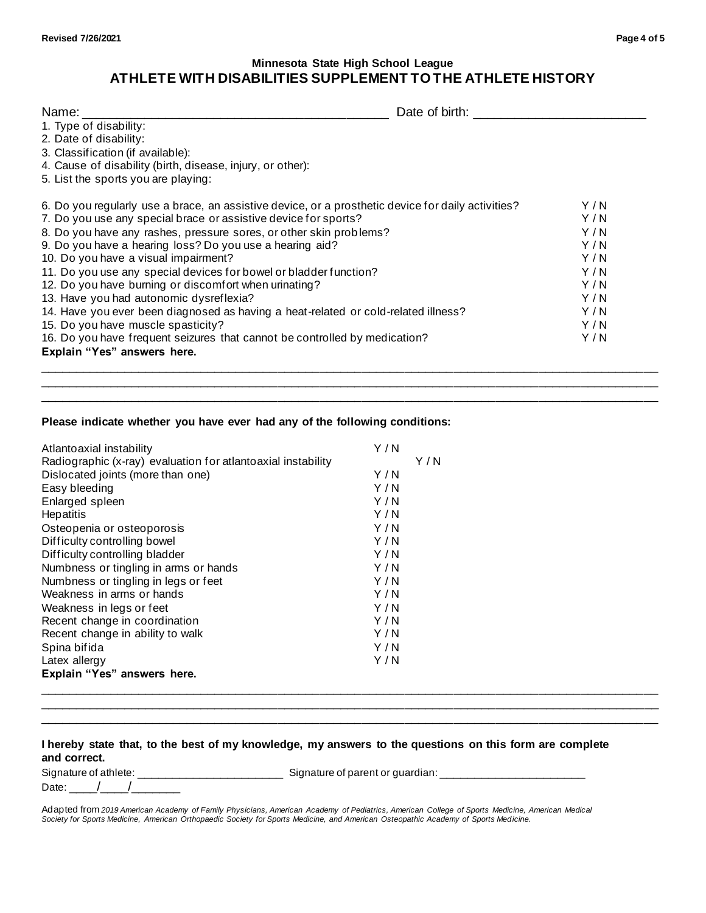**Minnesota State High School League**

# ATHLETE WITH DISABILITIES SUPPLEMENT TO THE ATHLETE HISTORY

Name: ___________________________________________ Date of birth: ________________________

1. Type of disability:
2. Date of disability:
3. Classification (if available):
4. Cause of disability (birth, disease, injury, or other):
5. List the sports you are playing:

| | |
|---|---|
| 6. Do you regularly use a brace, an assistive device, or a prosthetic device for daily activities? | Y / N |
| 7. Do you use any special brace or assistive device for sports? | Y / N |
| 8. Do you have any rashes, pressure sores, or other skin problems? | Y / N |
| 9. Do you have a hearing loss? Do you use a hearing aid? | Y / N |
| 10. Do you have a visual impairment? | Y / N |
| 11. Do you use any special devices for bowel or bladder function? | Y / N |
| 12. Do you have burning or discomfort when urinating? | Y / N |
| 13. Have you had autonomic dysreflexia? | Y / N |
| 14. Have you ever been diagnosed as having a heat-related or cold-related illness? | Y / N |
| 15. Do you have muscle spasticity? | Y / N |
| 16. Do you have frequent seizures that cannot be controlled by medication? | Y / N |

**Explain "Yes" answers here.**

______________________________________________________________________________________________

______________________________________________________________________________________________

______________________________________________________________________________________________

**Please indicate whether you have ever had any of the following conditions:**

| | |
|---|---|
| Atlantoaxial instability | Y / N |
| Radiographic (x-ray) evaluation for atlantoaxial instability | Y / N |
| Dislocated joints (more than one) | Y / N |
| Easy bleeding | Y / N |
| Enlarged spleen | Y / N |
| Hepatitis | Y / N |
| Osteopenia or osteoporosis | Y / N |
| Difficulty controlling bowel | Y / N |
| Difficulty controlling bladder | Y / N |
| Numbness or tingling in arms or hands | Y / N |
| Numbness or tingling in legs or feet | Y / N |
| Weakness in arms or hands | Y / N |
| Weakness in legs or feet | Y / N |
| Recent change in coordination | Y / N |
| Recent change in ability to walk | Y / N |
| Spina bifida | Y / N |
| Latex allergy | Y / N |

**Explain "Yes" answers here.**

______________________________________________________________________________________________

______________________________________________________________________________________________

______________________________________________________________________________________________

**I hereby state that, to the best of my knowledge, my answers to the questions on this form are complete and correct.**

Signature of athlete: ________________________ Signature of parent or guardian: ________________________

Date: _____/_____/________

Adapted from *2019 American Academy of Family Physicians, American Academy of Pediatrics, American College of Sports Medicine, American Medical Society for Sports Medicine, American Orthopaedic Society for Sports Medicine, and American Osteopathic Academy of Sports Medicine.*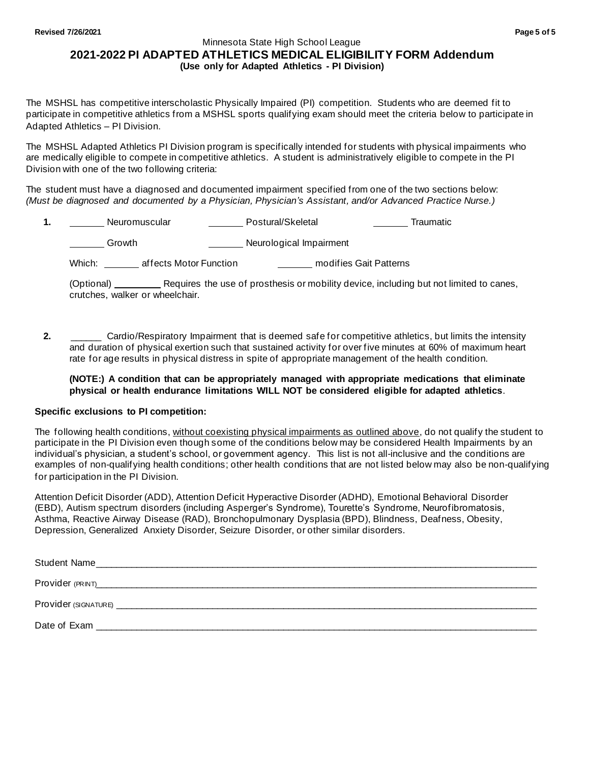Minnesota State High School League

## 2021-2022 PI ADAPTED ATHLETICS MEDICAL ELIGIBILITY FORM Addendum

**(Use only for Adapted Athletics - PI Division)**

The MSHSL has competitive interscholastic Physically Impaired (PI) competition. Students who are deemed fit to participate in competitive athletics from a MSHSL sports qualifying exam should meet the criteria below to participate in Adapted Athletics – PI Division.

The MSHSL Adapted Athletics PI Division program is specifically intended for students with physical impairments who are medically eligible to compete in competitive athletics. A student is administratively eligible to compete in the PI Division with one of the two following criteria:

The student must have a diagnosed and documented impairment specified from one of the two sections below: *(Must be diagnosed and documented by a Physician, Physician's Assistant, and/or Advanced Practice Nurse.)*

**1.** _______ Neuromuscular _______ Postural/Skeletal _______ Traumatic

_______ Growth _______ Neurological Impairment

Which: _______ affects Motor Function _______ modifies Gait Patterns

(Optional) _________ Requires the use of prosthesis or mobility device, including but not limited to canes, crutches, walker or wheelchair.

**2.** ______ Cardio/Respiratory Impairment that is deemed safe for competitive athletics, but limits the intensity and duration of physical exertion such that sustained activity for over five minutes at 60% of maximum heart rate for age results in physical distress in spite of appropriate management of the health condition.

**(NOTE:) A condition that can be appropriately managed with appropriate medications that eliminate physical or health endurance limitations WILL NOT be considered eligible for adapted athletics**.

**Specific exclusions to PI competition:**

The following health conditions, <u>without coexisting physical impairments as outlined above</u>, do not qualify the student to participate in the PI Division even though some of the conditions below may be considered Health Impairments by an individual's physician, a student's school, or government agency. This list is not all-inclusive and the conditions are examples of non-qualifying health conditions; other health conditions that are not listed below may also be non-qualifying for participation in the PI Division.

Attention Deficit Disorder (ADD), Attention Deficit Hyperactive Disorder (ADHD), Emotional Behavioral Disorder (EBD), Autism spectrum disorders (including Asperger's Syndrome), Tourette's Syndrome, Neurofibromatosis, Asthma, Reactive Airway Disease (RAD), Bronchopulmonary Dysplasia (BPD), Blindness, Deafness, Obesity, Depression, Generalized Anxiety Disorder, Seizure Disorder, or other similar disorders.

Student Name_______________________________________________________________________________

Provider (PRINT)_____________________________________________________________________________

Provider (SIGNATURE) _________________________________________________________________________

Date of Exam _______________________________________________________________________________